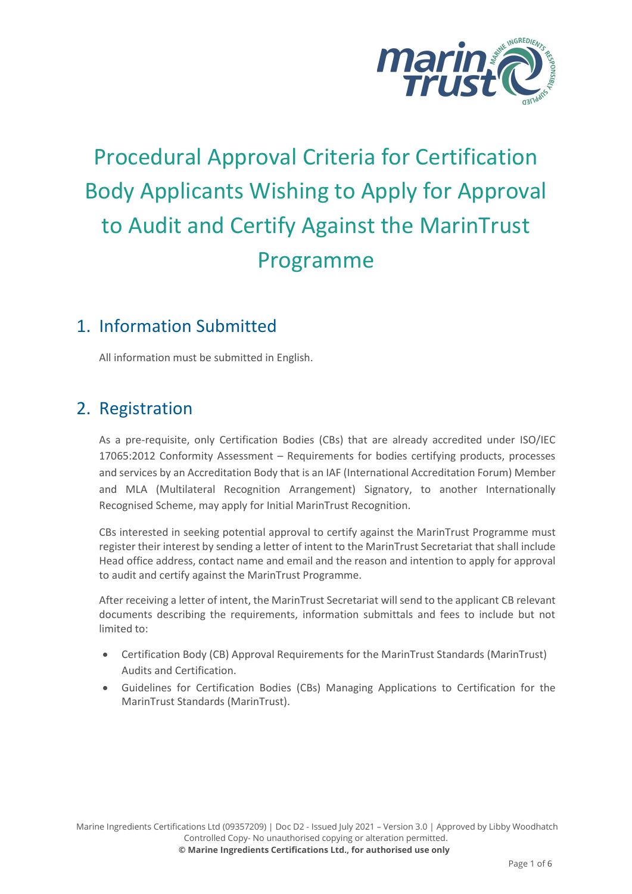# Procedural Approval Criteria for Certification Body Applicants Wishing to Apply for Approval to Audit and Certify Against the MarinTrust Programme

## 1. Information Submitted

All information must be submitted in English.

## 2. Registration

As a pre-requisite, only Certification Bodies (CBs) that are already accredited under ISO/IEC 17065:2012 Conformity Assessment – Requirements for bodies certifying products, processes and services by an Accreditation Body that is an IAF (International Accreditation Forum) Member and MLA (Multilateral Recognition Arrangement) Signatory, to another Internationally Recognised Scheme, may apply for Initial MarinTrust Recognition.

CBs interested in seeking potential approval to certify against the MarinTrust Programme must register their interest by sending a letter of intent to the MarinTrust Secretariat that shall include Head office address, contact name and email and the reason and intention to apply for approval to audit and certify against the MarinTrust Programme.

After receiving a letter of intent, the MarinTrust Secretariat will send to the applicant CB relevant documents describing the requirements, information submittals and fees to include but not limited to:

- Certification Body (CB) Approval Requirements for the MarinTrust Standards (MarinTrust) Audits and Certification.
- Guidelines for Certification Bodies (CBs) Managing Applications to Certification for the MarinTrust Standards (MarinTrust).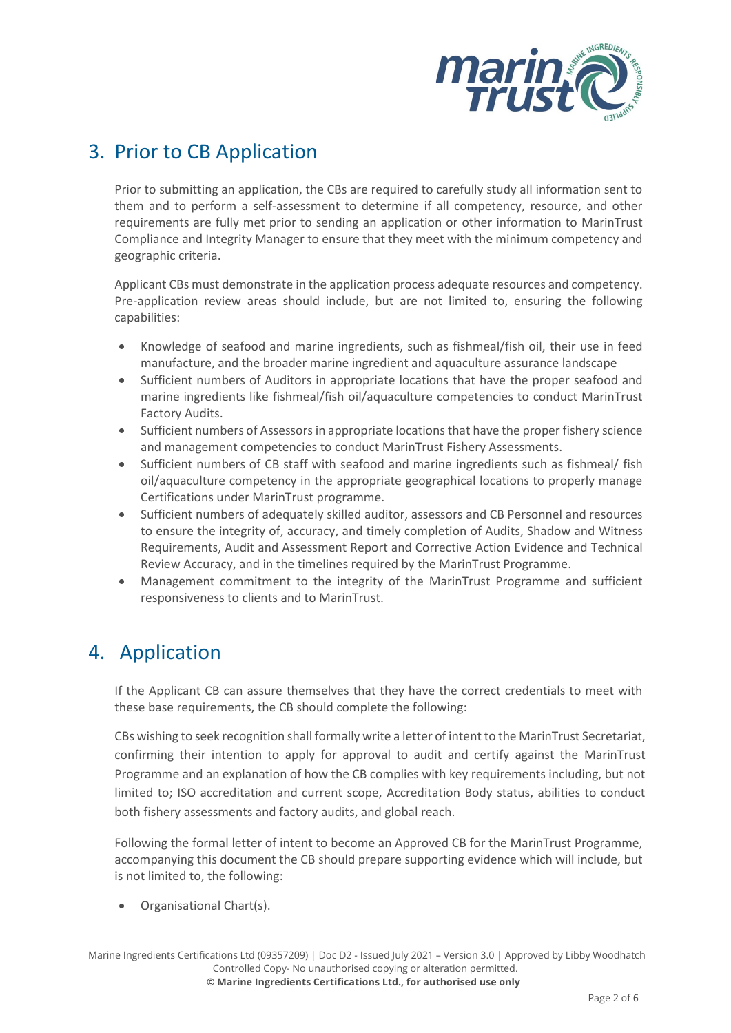## 3. Prior to CB Application

Prior to submitting an application, the CBs are required to carefully study all information sent to them and to perform a self-assessment to determine if all competency, resource, and other requirements are fully met prior to sending an application or other information to MarinTrust Compliance and Integrity Manager to ensure that they meet with the minimum competency and geographic criteria.

Applicant CBs must demonstrate in the application process adequate resources and competency. Pre-application review areas should include, but are not limited to, ensuring the following capabilities:

- Knowledge of seafood and marine ingredients, such as fishmeal/fish oil, their use in feed manufacture, and the broader marine ingredient and aquaculture assurance landscape
- Sufficient numbers of Auditors in appropriate locations that have the proper seafood and marine ingredients like fishmeal/fish oil/aquaculture competencies to conduct MarinTrust Factory Audits.
- Sufficient numbers of Assessors in appropriate locations that have the proper fishery science and management competencies to conduct MarinTrust Fishery Assessments.
- Sufficient numbers of CB staff with seafood and marine ingredients such as fishmeal/ fish oil/aquaculture competency in the appropriate geographical locations to properly manage Certifications under MarinTrust programme.
- Sufficient numbers of adequately skilled auditor, assessors and CB Personnel and resources to ensure the integrity of, accuracy, and timely completion of Audits, Shadow and Witness Requirements, Audit and Assessment Report and Corrective Action Evidence and Technical Review Accuracy, and in the timelines required by the MarinTrust Programme.
- Management commitment to the integrity of the MarinTrust Programme and sufficient responsiveness to clients and to MarinTrust.

## 4. Application

If the Applicant CB can assure themselves that they have the correct credentials to meet with these base requirements, the CB should complete the following:

CBs wishing to seek recognition shall formally write a letter of intent to the MarinTrust Secretariat, confirming their intention to apply for approval to audit and certify against the MarinTrust Programme and an explanation of how the CB complies with key requirements including, but not limited to; ISO accreditation and current scope, Accreditation Body status, abilities to conduct both fishery assessments and factory audits, and global reach.

Following the formal letter of intent to become an Approved CB for the MarinTrust Programme, accompanying this document the CB should prepare supporting evidence which will include, but is not limited to, the following:

- Organisational Chart(s).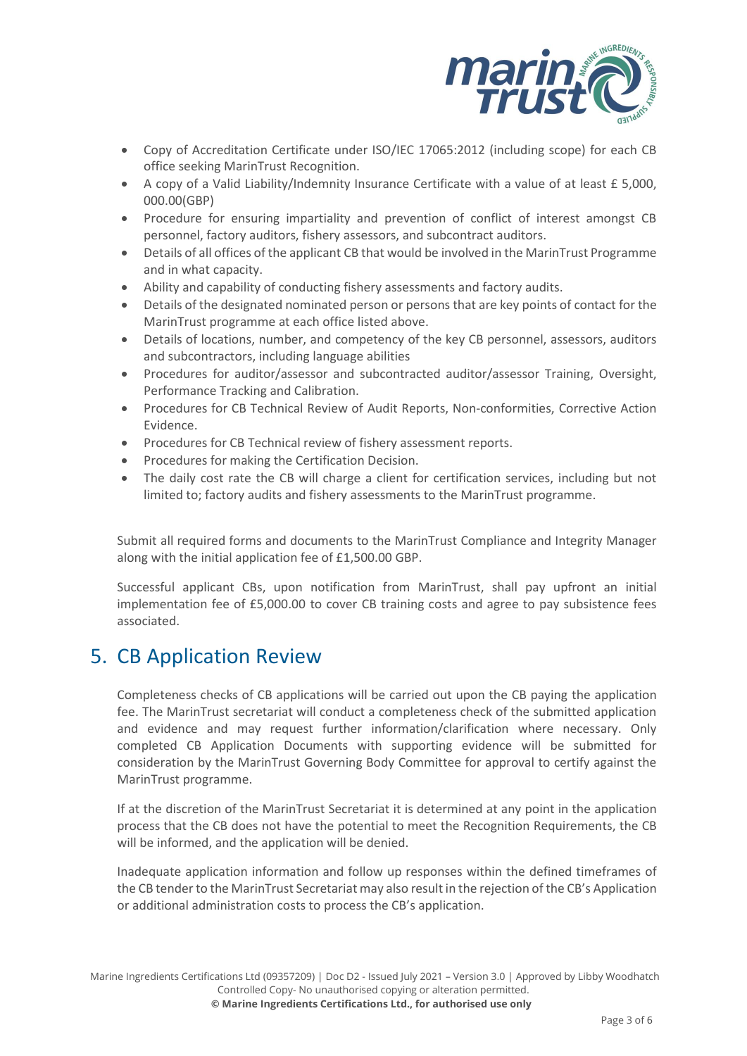- Copy of Accreditation Certificate under ISO/IEC 17065:2012 (including scope) for each CB office seeking MarinTrust Recognition.
- A copy of a Valid Liability/Indemnity Insurance Certificate with a value of at least £ 5,000, 000.00(GBP)
- Procedure for ensuring impartiality and prevention of conflict of interest amongst CB personnel, factory auditors, fishery assessors, and subcontract auditors.
- Details of all offices of the applicant CB that would be involved in the MarinTrust Programme and in what capacity.
- Ability and capability of conducting fishery assessments and factory audits.
- Details of the designated nominated person or persons that are key points of contact for the MarinTrust programme at each office listed above.
- Details of locations, number, and competency of the key CB personnel, assessors, auditors and subcontractors, including language abilities
- Procedures for auditor/assessor and subcontracted auditor/assessor Training, Oversight, Performance Tracking and Calibration.
- Procedures for CB Technical Review of Audit Reports, Non-conformities, Corrective Action Evidence.
- Procedures for CB Technical review of fishery assessment reports.
- Procedures for making the Certification Decision.
- The daily cost rate the CB will charge a client for certification services, including but not limited to; factory audits and fishery assessments to the MarinTrust programme.

Submit all required forms and documents to the MarinTrust Compliance and Integrity Manager along with the initial application fee of £1,500.00 GBP.

Successful applicant CBs, upon notification from MarinTrust, shall pay upfront an initial implementation fee of £5,000.00 to cover CB training costs and agree to pay subsistence fees associated.

## 5. CB Application Review

Completeness checks of CB applications will be carried out upon the CB paying the application fee. The MarinTrust secretariat will conduct a completeness check of the submitted application and evidence and may request further information/clarification where necessary. Only completed CB Application Documents with supporting evidence will be submitted for consideration by the MarinTrust Governing Body Committee for approval to certify against the MarinTrust programme.

If at the discretion of the MarinTrust Secretariat it is determined at any point in the application process that the CB does not have the potential to meet the Recognition Requirements, the CB will be informed, and the application will be denied.

Inadequate application information and follow up responses within the defined timeframes of the CB tender to the MarinTrust Secretariat may also result in the rejection of the CB's Application or additional administration costs to process the CB's application.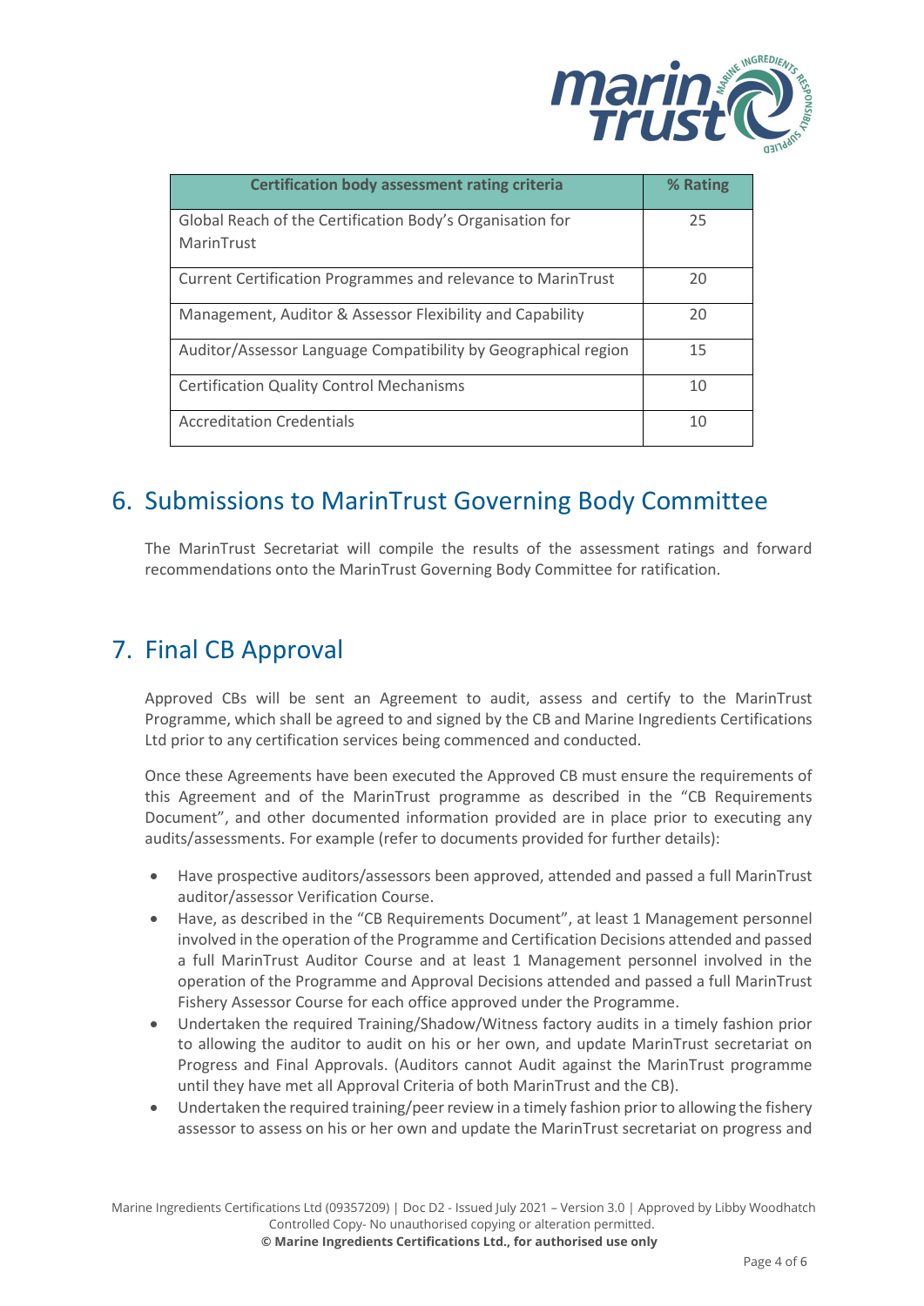| Certification body assessment rating criteria | % Rating |
|---|---|
| Global Reach of the Certification Body's Organisation for MarinTrust | 25 |
| Current Certification Programmes and relevance to MarinTrust | 20 |
| Management, Auditor & Assessor Flexibility and Capability | 20 |
| Auditor/Assessor Language Compatibility by Geographical region | 15 |
| Certification Quality Control Mechanisms | 10 |
| Accreditation Credentials | 10 |

## 6. Submissions to MarinTrust Governing Body Committee

The MarinTrust Secretariat will compile the results of the assessment ratings and forward recommendations onto the MarinTrust Governing Body Committee for ratification.

## 7. Final CB Approval

Approved CBs will be sent an Agreement to audit, assess and certify to the MarinTrust Programme, which shall be agreed to and signed by the CB and Marine Ingredients Certifications Ltd prior to any certification services being commenced and conducted.

Once these Agreements have been executed the Approved CB must ensure the requirements of this Agreement and of the MarinTrust programme as described in the "CB Requirements Document", and other documented information provided are in place prior to executing any audits/assessments. For example (refer to documents provided for further details):

- Have prospective auditors/assessors been approved, attended and passed a full MarinTrust auditor/assessor Verification Course.
- Have, as described in the "CB Requirements Document", at least 1 Management personnel involved in the operation of the Programme and Certification Decisions attended and passed a full MarinTrust Auditor Course and at least 1 Management personnel involved in the operation of the Programme and Approval Decisions attended and passed a full MarinTrust Fishery Assessor Course for each office approved under the Programme.
- Undertaken the required Training/Shadow/Witness factory audits in a timely fashion prior to allowing the auditor to audit on his or her own, and update MarinTrust secretariat on Progress and Final Approvals. (Auditors cannot Audit against the MarinTrust programme until they have met all Approval Criteria of both MarinTrust and the CB).
- Undertaken the required training/peer review in a timely fashion prior to allowing the fishery assessor to assess on his or her own and update the MarinTrust secretariat on progress and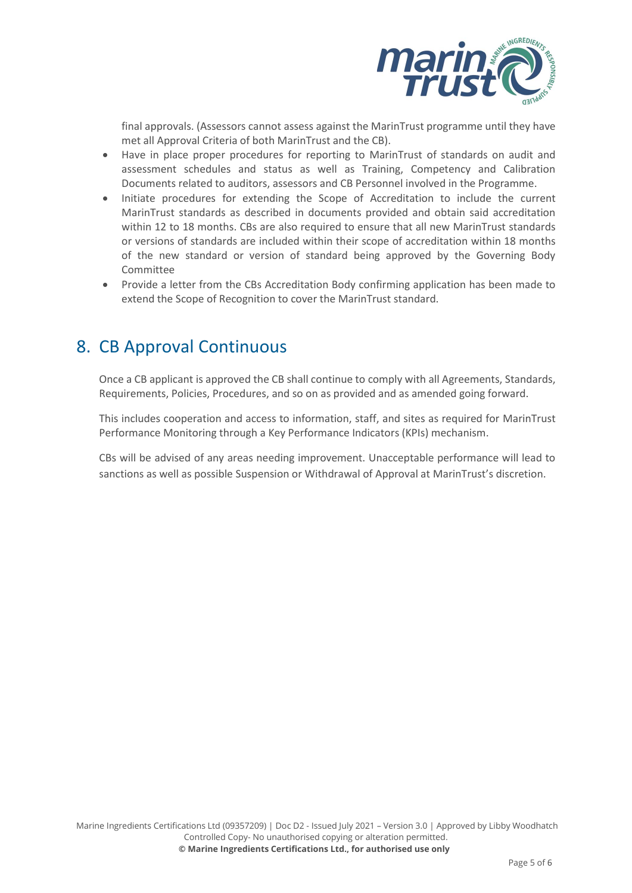final approvals. (Assessors cannot assess against the MarinTrust programme until they have met all Approval Criteria of both MarinTrust and the CB).

- Have in place proper procedures for reporting to MarinTrust of standards on audit and assessment schedules and status as well as Training, Competency and Calibration Documents related to auditors, assessors and CB Personnel involved in the Programme.
- Initiate procedures for extending the Scope of Accreditation to include the current MarinTrust standards as described in documents provided and obtain said accreditation within 12 to 18 months. CBs are also required to ensure that all new MarinTrust standards or versions of standards are included within their scope of accreditation within 18 months of the new standard or version of standard being approved by the Governing Body Committee
- Provide a letter from the CBs Accreditation Body confirming application has been made to extend the Scope of Recognition to cover the MarinTrust standard.

# 8. CB Approval Continuous

Once a CB applicant is approved the CB shall continue to comply with all Agreements, Standards, Requirements, Policies, Procedures, and so on as provided and as amended going forward.

This includes cooperation and access to information, staff, and sites as required for MarinTrust Performance Monitoring through a Key Performance Indicators (KPIs) mechanism.

CBs will be advised of any areas needing improvement. Unacceptable performance will lead to sanctions as well as possible Suspension or Withdrawal of Approval at MarinTrust's discretion.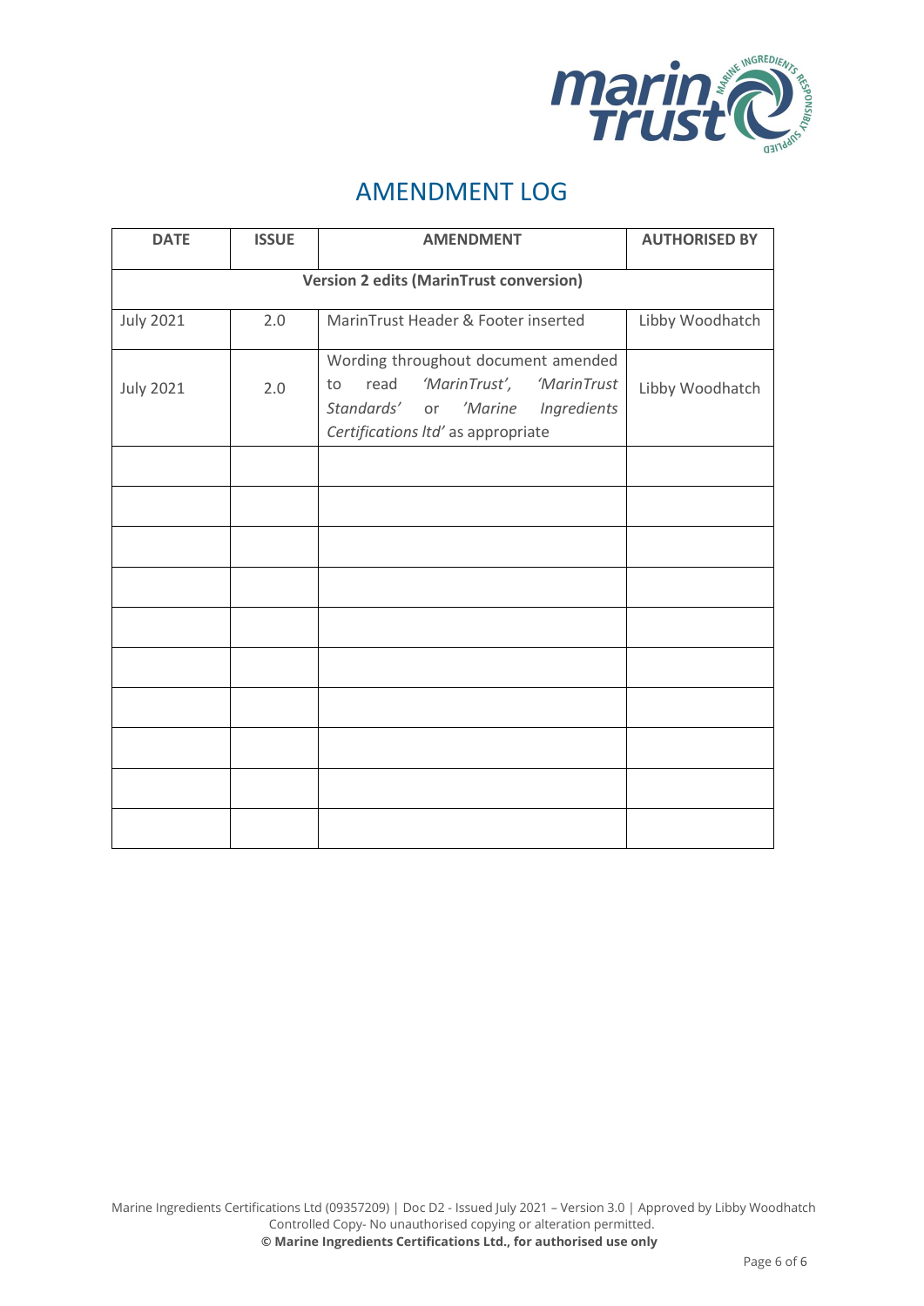# AMENDMENT LOG

| DATE | ISSUE | AMENDMENT | AUTHORISED BY |
|---|---|---|---|
| **Version 2 edits (MarinTrust conversion)** | | | |
| July 2021 | 2.0 | MarinTrust Header & Footer inserted | Libby Woodhatch |
| July 2021 | 2.0 | Wording throughout document amended to read *'MarinTrust', 'MarinTrust Standards'* or *'Marine Ingredients Certifications ltd'* as appropriate | Libby Woodhatch |
| | | | |
| | | | |
| | | | |
| | | | |
| | | | |
| | | | |
| | | | |
| | | | |
| | | | |
| | | | |

Marine Ingredients Certifications Ltd (09357209) | Doc D2 - Issued July 2021 – Version 3.0 | Approved by Libby Woodhatch
Controlled Copy- No unauthorised copying or alteration permitted.
**© Marine Ingredients Certifications Ltd., for authorised use only**